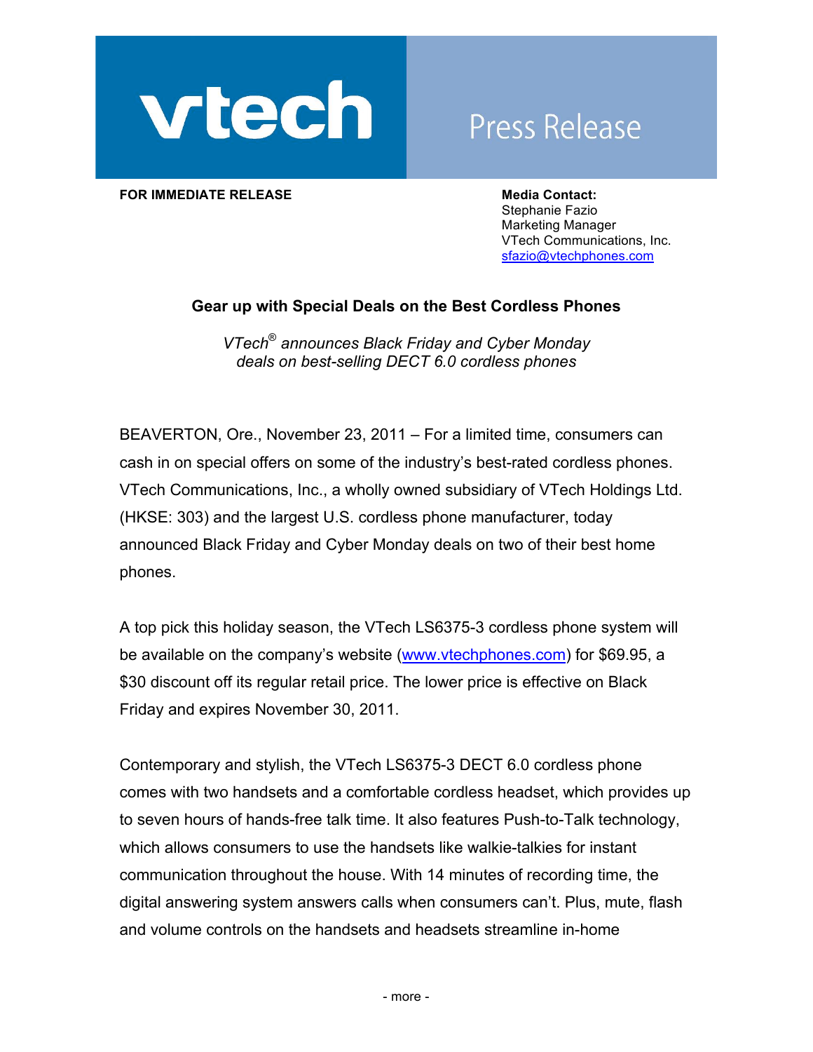vtech

Press Release

**FOR IMMEDIATE RELEASE**

**Media Contact:**
Stephanie Fazio
Marketing Manager
VTech Communications, Inc.
sfazio@vtechphones.com

## Gear up with Special Deals on the Best Cordless Phones

*VTech® announces Black Friday and Cyber Monday deals on best-selling DECT 6.0 cordless phones*

BEAVERTON, Ore., November 23, 2011 – For a limited time, consumers can cash in on special offers on some of the industry's best-rated cordless phones. VTech Communications, Inc., a wholly owned subsidiary of VTech Holdings Ltd. (HKSE: 303) and the largest U.S. cordless phone manufacturer, today announced Black Friday and Cyber Monday deals on two of their best home phones.

A top pick this holiday season, the VTech LS6375-3 cordless phone system will be available on the company's website (www.vtechphones.com) for $69.95, a $30 discount off its regular retail price. The lower price is effective on Black Friday and expires November 30, 2011.

Contemporary and stylish, the VTech LS6375-3 DECT 6.0 cordless phone comes with two handsets and a comfortable cordless headset, which provides up to seven hours of hands-free talk time. It also features Push-to-Talk technology, which allows consumers to use the handsets like walkie-talkies for instant communication throughout the house. With 14 minutes of recording time, the digital answering system answers calls when consumers can't. Plus, mute, flash and volume controls on the handsets and headsets streamline in-home

- more -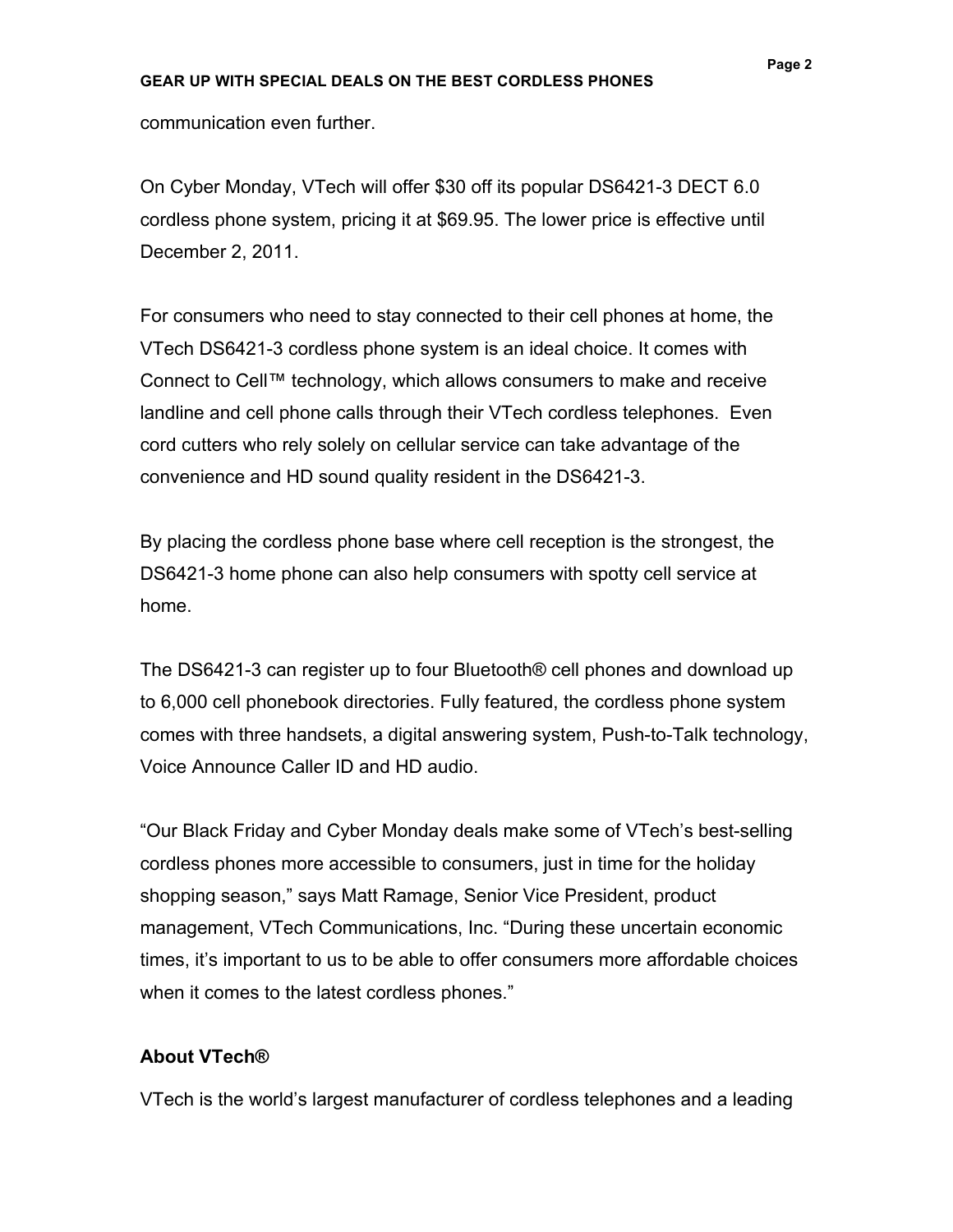communication even further.

On Cyber Monday, VTech will offer $30 off its popular DS6421-3 DECT 6.0 cordless phone system, pricing it at $69.95. The lower price is effective until December 2, 2011.

For consumers who need to stay connected to their cell phones at home, the VTech DS6421-3 cordless phone system is an ideal choice. It comes with Connect to Cell™ technology, which allows consumers to make and receive landline and cell phone calls through their VTech cordless telephones. Even cord cutters who rely solely on cellular service can take advantage of the convenience and HD sound quality resident in the DS6421-3.

By placing the cordless phone base where cell reception is the strongest, the DS6421-3 home phone can also help consumers with spotty cell service at home.

The DS6421-3 can register up to four Bluetooth® cell phones and download up to 6,000 cell phonebook directories. Fully featured, the cordless phone system comes with three handsets, a digital answering system, Push-to-Talk technology, Voice Announce Caller ID and HD audio.

“Our Black Friday and Cyber Monday deals make some of VTech’s best-selling cordless phones more accessible to consumers, just in time for the holiday shopping season,” says Matt Ramage, Senior Vice President, product management, VTech Communications, Inc. “During these uncertain economic times, it’s important to us to be able to offer consumers more affordable choices when it comes to the latest cordless phones.”

**About VTech®**

VTech is the world’s largest manufacturer of cordless telephones and a leading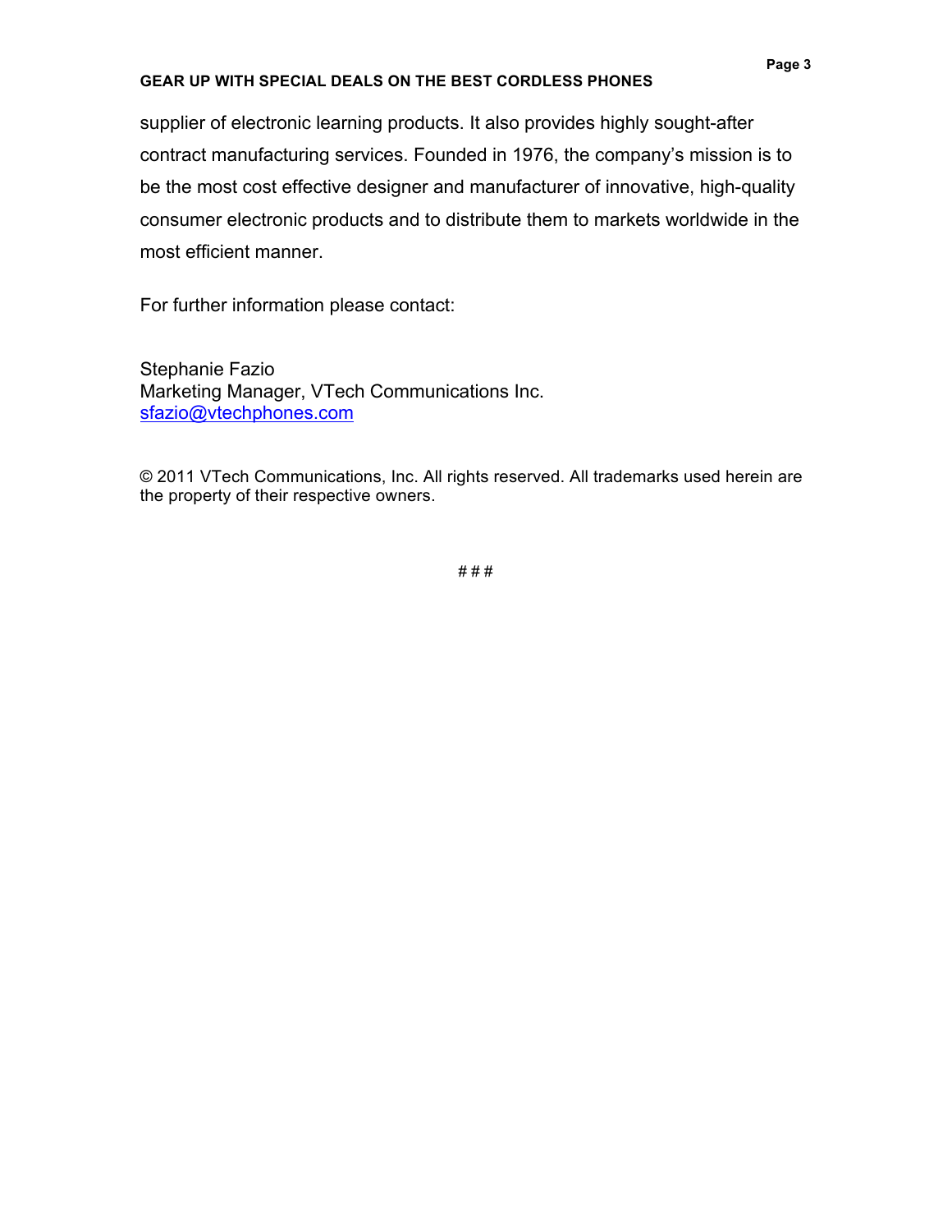supplier of electronic learning products. It also provides highly sought-after contract manufacturing services. Founded in 1976, the company's mission is to be the most cost effective designer and manufacturer of innovative, high-quality consumer electronic products and to distribute them to markets worldwide in the most efficient manner.

For further information please contact:

Stephanie Fazio
Marketing Manager, VTech Communications Inc.
sfazio@vtechphones.com

© 2011 VTech Communications, Inc. All rights reserved. All trademarks used herein are the property of their respective owners.

# # #